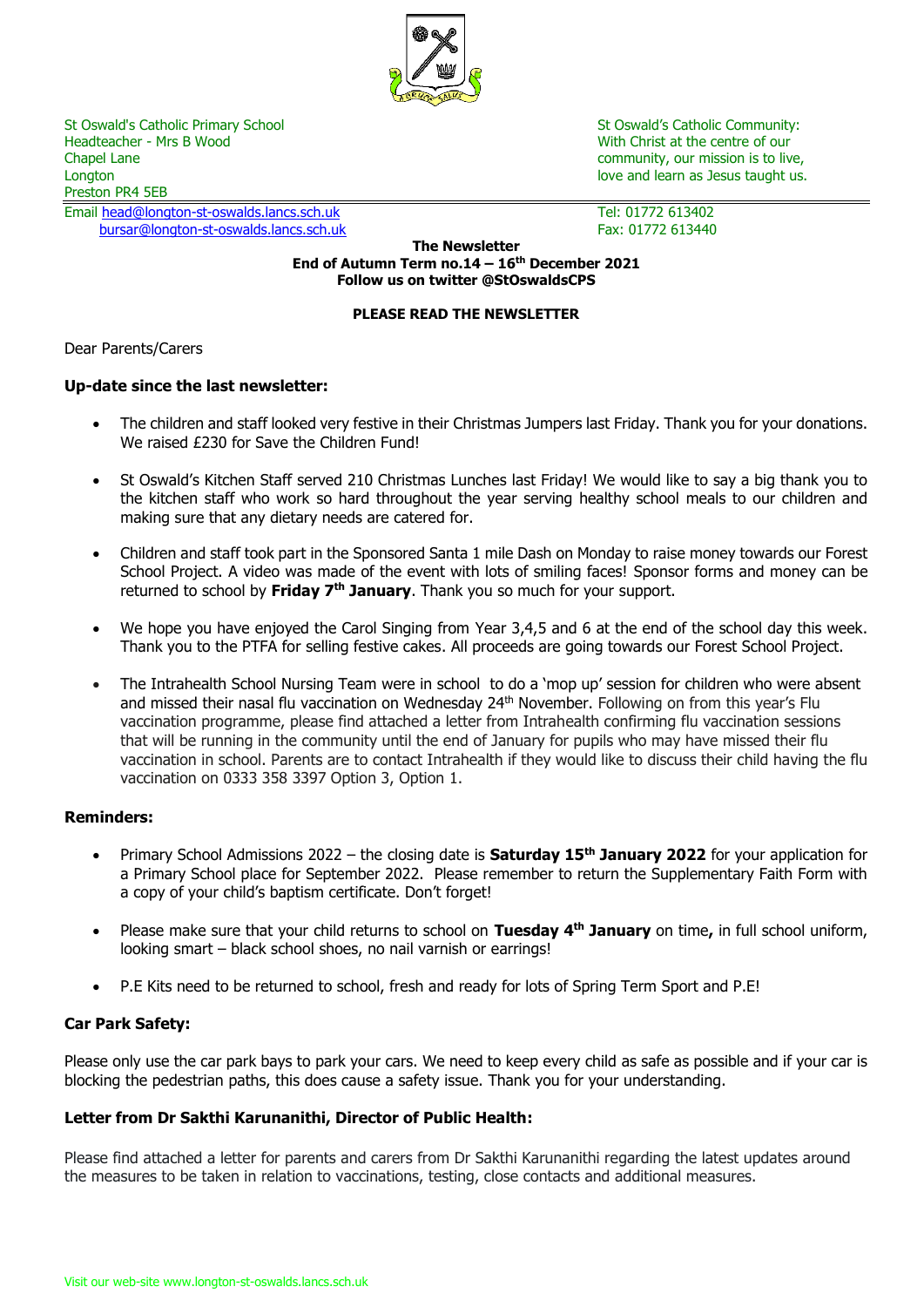St Oswald's Catholic Primary School
Headteacher - Mrs B Wood
Chapel Lane
Longton
Preston PR4 5EB

St Oswald's Catholic Community:
With Christ at the centre of our community, our mission is to live, love and learn as Jesus taught us.

Email head@longton-st-oswalds.lancs.sch.uk
bursar@longton-st-oswalds.lancs.sch.uk

Tel: 01772 613402
Fax: 01772 613440

**The Newsletter**
**End of Autumn Term no.14 – 16th December 2021**
**Follow us on twitter @StOswaldsCPS**

**PLEASE READ THE NEWSLETTER**

Dear Parents/Carers

### Up-date since the last newsletter:

- The children and staff looked very festive in their Christmas Jumpers last Friday. Thank you for your donations. We raised £230 for Save the Children Fund!
- St Oswald's Kitchen Staff served 210 Christmas Lunches last Friday! We would like to say a big thank you to the kitchen staff who work so hard throughout the year serving healthy school meals to our children and making sure that any dietary needs are catered for.
- Children and staff took part in the Sponsored Santa 1 mile Dash on Monday to raise money towards our Forest School Project. A video was made of the event with lots of smiling faces! Sponsor forms and money can be returned to school by **Friday 7th January**. Thank you so much for your support.
- We hope you have enjoyed the Carol Singing from Year 3,4,5 and 6 at the end of the school day this week. Thank you to the PTFA for selling festive cakes. All proceeds are going towards our Forest School Project.
- The Intrahealth School Nursing Team were in school to do a 'mop up' session for children who were absent and missed their nasal flu vaccination on Wednesday 24th November. Following on from this year's Flu vaccination programme, please find attached a letter from Intrahealth confirming flu vaccination sessions that will be running in the community until the end of January for pupils who may have missed their flu vaccination in school. Parents are to contact Intrahealth if they would like to discuss their child having the flu vaccination on 0333 358 3397 Option 3, Option 1.

### Reminders:

- Primary School Admissions 2022 – the closing date is **Saturday 15th January 2022** for your application for a Primary School place for September 2022. Please remember to return the Supplementary Faith Form with a copy of your child's baptism certificate. Don't forget!
- Please make sure that your child returns to school on **Tuesday 4th January** on time**,** in full school uniform, looking smart – black school shoes, no nail varnish or earrings!
- P.E Kits need to be returned to school, fresh and ready for lots of Spring Term Sport and P.E!

### Car Park Safety:

Please only use the car park bays to park your cars. We need to keep every child as safe as possible and if your car is blocking the pedestrian paths, this does cause a safety issue. Thank you for your understanding.

### Letter from Dr Sakthi Karunanithi, Director of Public Health:

Please find attached a letter for parents and carers from Dr Sakthi Karunanithi regarding the latest updates around the measures to be taken in relation to vaccinations, testing, close contacts and additional measures.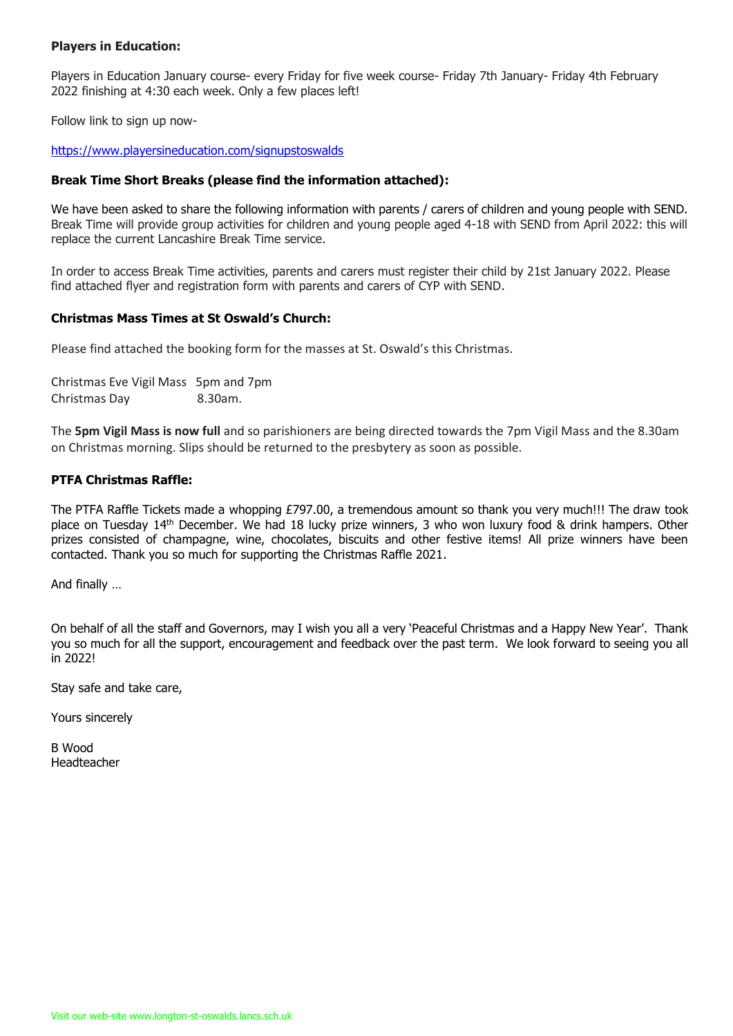**Players in Education:**

Players in Education January course- every Friday for five week course- Friday 7th January- Friday 4th February 2022 finishing at 4:30 each week. Only a few places left!

Follow link to sign up now-

https://www.playersineducation.com/signupstoswalds

**Break Time Short Breaks (please find the information attached):**

We have been asked to share the following information with parents / carers of children and young people with SEND. Break Time will provide group activities for children and young people aged 4-18 with SEND from April 2022: this will replace the current Lancashire Break Time service.

In order to access Break Time activities, parents and carers must register their child by 21st January 2022. Please find attached flyer and registration form with parents and carers of CYP with SEND.

**Christmas Mass Times at St Oswald's Church:**

Please find attached the booking form for the masses at St. Oswald's this Christmas.

Christmas Eve Vigil Mass 5pm and 7pm
Christmas Day 8.30am.

The **5pm Vigil Mass is now full** and so parishioners are being directed towards the 7pm Vigil Mass and the 8.30am on Christmas morning. Slips should be returned to the presbytery as soon as possible.

**PTFA Christmas Raffle:**

The PTFA Raffle Tickets made a whopping £797.00, a tremendous amount so thank you very much!!! The draw took place on Tuesday 14th December. We had 18 lucky prize winners, 3 who won luxury food & drink hampers. Other prizes consisted of champagne, wine, chocolates, biscuits and other festive items! All prize winners have been contacted. Thank you so much for supporting the Christmas Raffle 2021.

And finally …

On behalf of all the staff and Governors, may I wish you all a very 'Peaceful Christmas and a Happy New Year'. Thank you so much for all the support, encouragement and feedback over the past term. We look forward to seeing you all in 2022!

Stay safe and take care,

Yours sincerely

B Wood
Headteacher

Visit our web-site www.longton-st-oswalds.lancs.sch.uk